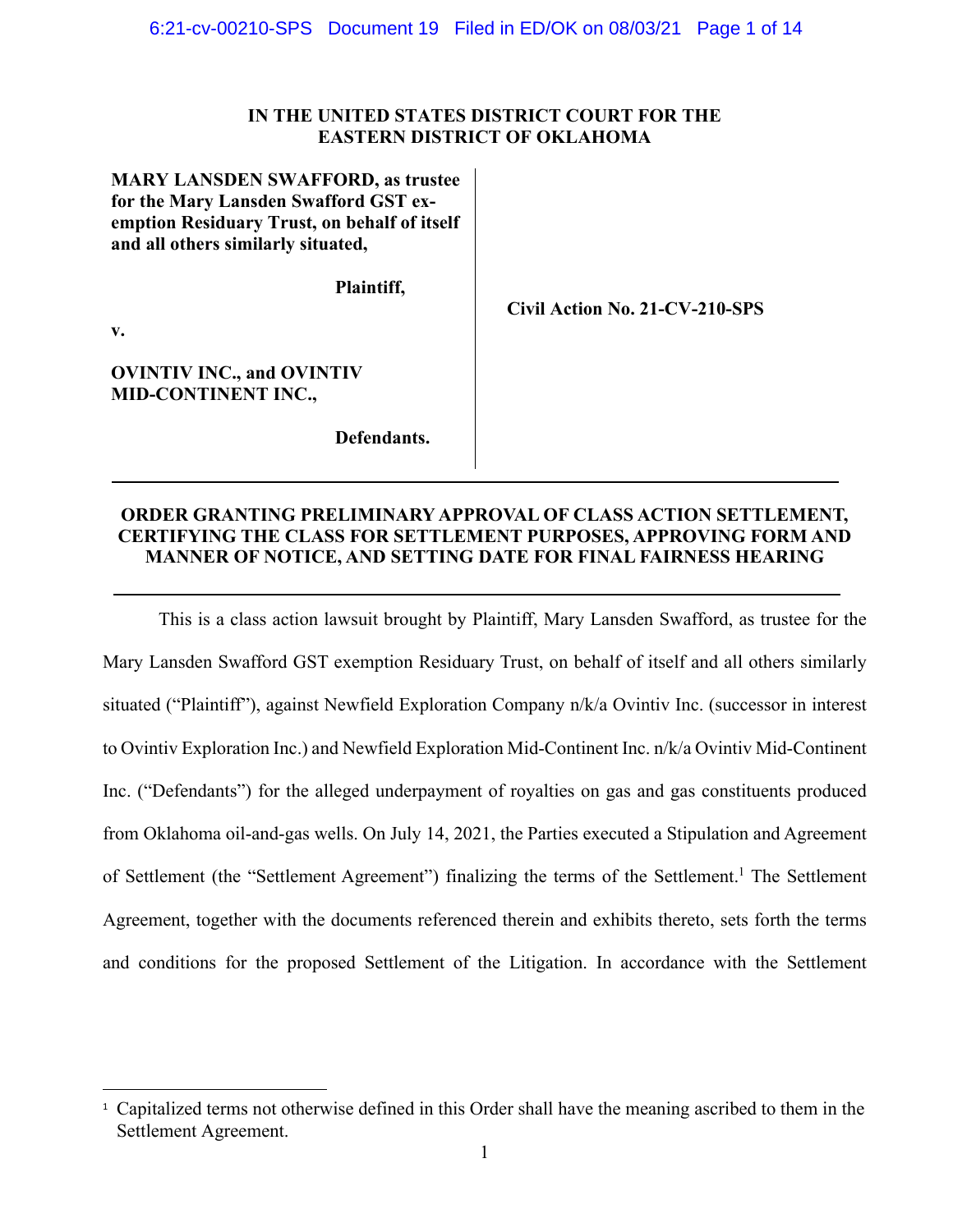**IN THE UNITED STATES DISTRICT COURT FOR THE EASTERN DISTRICT OF OKLAHOMA**

**MARY LANSDEN SWAFFORD, as trustee for the Mary Lansden Swafford GST exemption Residuary Trust, on behalf of itself and all others similarly situated,**

**Plaintiff,**

**v.**

**OVINTIV INC., and OVINTIV MID-CONTINENT INC.,**

**Defendants.**

**Civil Action No. 21-CV-210-SPS**

---

**ORDER GRANTING PRELIMINARY APPROVAL OF CLASS ACTION SETTLEMENT, CERTIFYING THE CLASS FOR SETTLEMENT PURPOSES, APPROVING FORM AND MANNER OF NOTICE, AND SETTING DATE FOR FINAL FAIRNESS HEARING**

---

This is a class action lawsuit brought by Plaintiff, Mary Lansden Swafford, as trustee for the Mary Lansden Swafford GST exemption Residuary Trust, on behalf of itself and all others similarly situated ("Plaintiff"), against Newfield Exploration Company n/k/a Ovintiv Inc. (successor in interest to Ovintiv Exploration Inc.) and Newfield Exploration Mid-Continent Inc. n/k/a Ovintiv Mid-Continent Inc. ("Defendants") for the alleged underpayment of royalties on gas and gas constituents produced from Oklahoma oil-and-gas wells. On July 14, 2021, the Parties executed a Stipulation and Agreement of Settlement (the "Settlement Agreement") finalizing the terms of the Settlement.[1] The Settlement Agreement, together with the documents referenced therein and exhibits thereto, sets forth the terms and conditions for the proposed Settlement of the Litigation. In accordance with the Settlement

[1] Capitalized terms not otherwise defined in this Order shall have the meaning ascribed to them in the Settlement Agreement.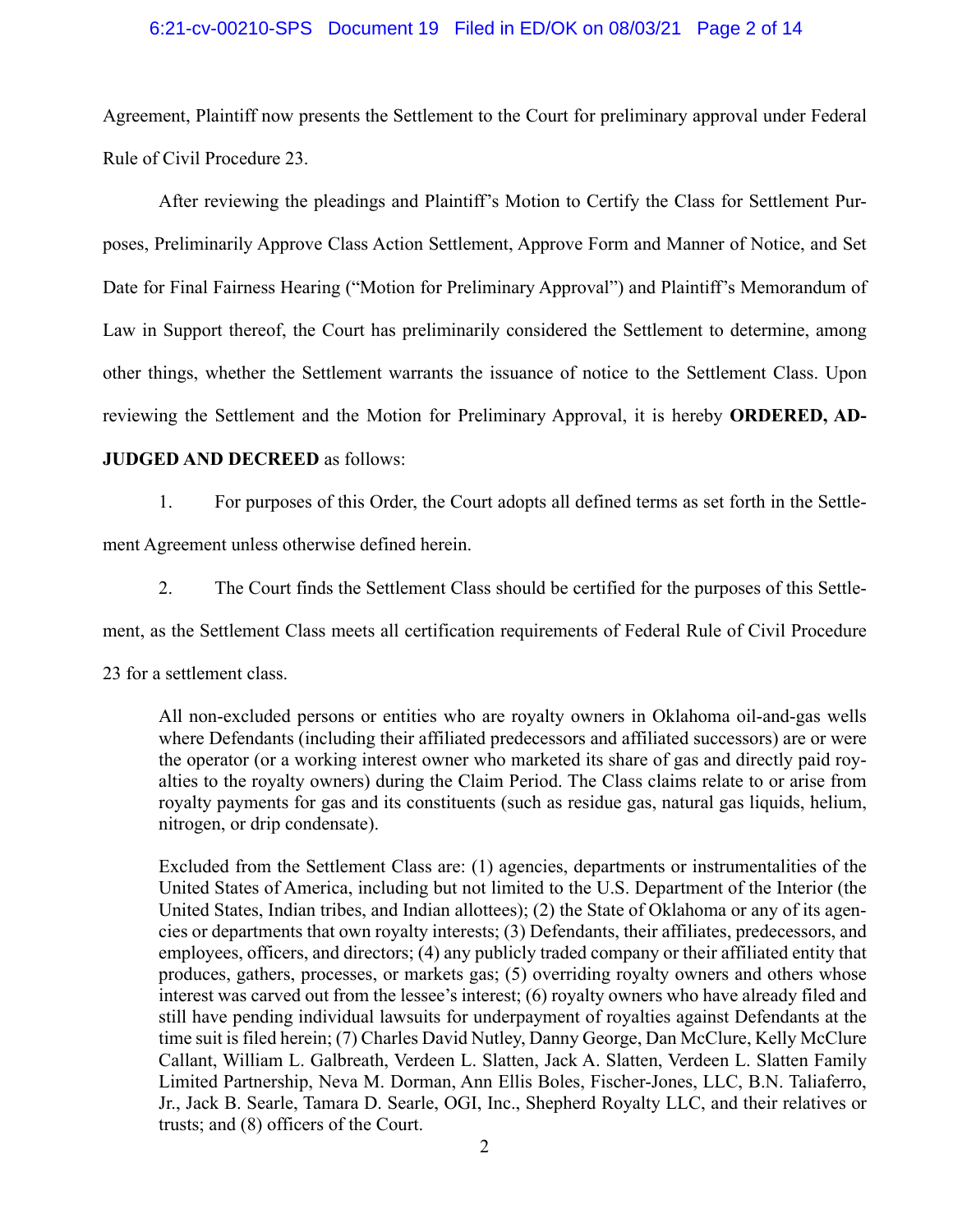Agreement, Plaintiff now presents the Settlement to the Court for preliminary approval under Federal Rule of Civil Procedure 23.

After reviewing the pleadings and Plaintiff's Motion to Certify the Class for Settlement Purposes, Preliminarily Approve Class Action Settlement, Approve Form and Manner of Notice, and Set Date for Final Fairness Hearing ("Motion for Preliminary Approval") and Plaintiff's Memorandum of Law in Support thereof, the Court has preliminarily considered the Settlement to determine, among other things, whether the Settlement warrants the issuance of notice to the Settlement Class. Upon reviewing the Settlement and the Motion for Preliminary Approval, it is hereby **ORDERED, ADJUDGED AND DECREED** as follows:

1. For purposes of this Order, the Court adopts all defined terms as set forth in the Settlement Agreement unless otherwise defined herein.

2. The Court finds the Settlement Class should be certified for the purposes of this Settlement, as the Settlement Class meets all certification requirements of Federal Rule of Civil Procedure 23 for a settlement class.

> All non-excluded persons or entities who are royalty owners in Oklahoma oil-and-gas wells where Defendants (including their affiliated predecessors and affiliated successors) are or were the operator (or a working interest owner who marketed its share of gas and directly paid royalties to the royalty owners) during the Claim Period. The Class claims relate to or arise from royalty payments for gas and its constituents (such as residue gas, natural gas liquids, helium, nitrogen, or drip condensate).
>
> Excluded from the Settlement Class are: (1) agencies, departments or instrumentalities of the United States of America, including but not limited to the U.S. Department of the Interior (the United States, Indian tribes, and Indian allottees); (2) the State of Oklahoma or any of its agencies or departments that own royalty interests; (3) Defendants, their affiliates, predecessors, and employees, officers, and directors; (4) any publicly traded company or their affiliated entity that produces, gathers, processes, or markets gas; (5) overriding royalty owners and others whose interest was carved out from the lessee's interest; (6) royalty owners who have already filed and still have pending individual lawsuits for underpayment of royalties against Defendants at the time suit is filed herein; (7) Charles David Nutley, Danny George, Dan McClure, Kelly McClure Callant, William L. Galbreath, Verdeen L. Slatten, Jack A. Slatten, Verdeen L. Slatten Family Limited Partnership, Neva M. Dorman, Ann Ellis Boles, Fischer-Jones, LLC, B.N. Taliaferro, Jr., Jack B. Searle, Tamara D. Searle, OGI, Inc., Shepherd Royalty LLC, and their relatives or trusts; and (8) officers of the Court.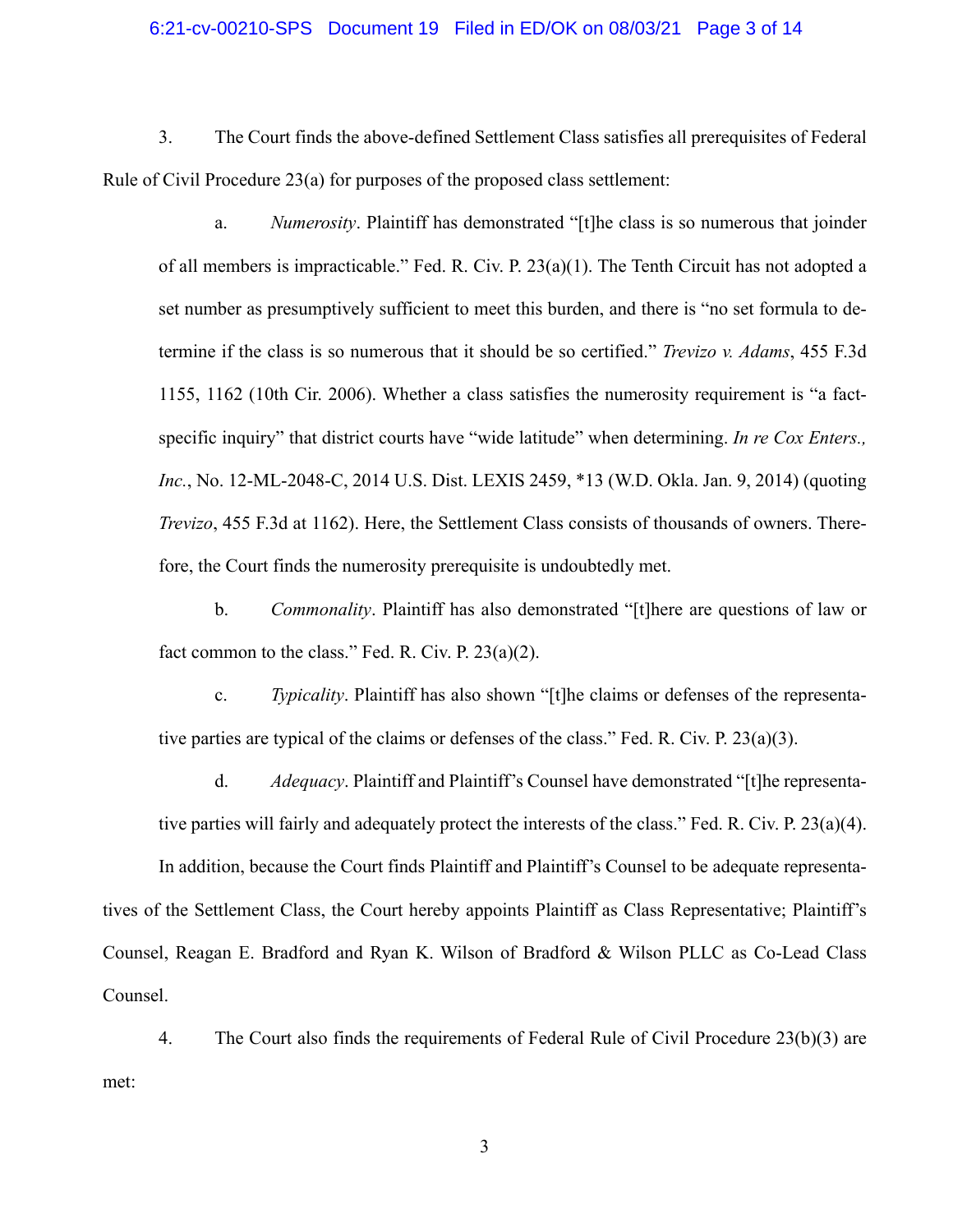3. The Court finds the above-defined Settlement Class satisfies all prerequisites of Federal Rule of Civil Procedure 23(a) for purposes of the proposed class settlement:

a. *Numerosity*. Plaintiff has demonstrated "[t]he class is so numerous that joinder of all members is impracticable." Fed. R. Civ. P. 23(a)(1). The Tenth Circuit has not adopted a set number as presumptively sufficient to meet this burden, and there is "no set formula to determine if the class is so numerous that it should be so certified." *Trevizo v. Adams*, 455 F.3d 1155, 1162 (10th Cir. 2006). Whether a class satisfies the numerosity requirement is "a fact-specific inquiry" that district courts have "wide latitude" when determining. *In re Cox Enters., Inc.*, No. 12-ML-2048-C, 2014 U.S. Dist. LEXIS 2459, *13 (W.D. Okla. Jan. 9, 2014) (quoting *Trevizo*, 455 F.3d at 1162). Here, the Settlement Class consists of thousands of owners. Therefore, the Court finds the numerosity prerequisite is undoubtedly met.

b. *Commonality*. Plaintiff has also demonstrated "[t]here are questions of law or fact common to the class." Fed. R. Civ. P. 23(a)(2).

c. *Typicality*. Plaintiff has also shown "[t]he claims or defenses of the representative parties are typical of the claims or defenses of the class." Fed. R. Civ. P. 23(a)(3).

d. *Adequacy*. Plaintiff and Plaintiff's Counsel have demonstrated "[t]he representative parties will fairly and adequately protect the interests of the class." Fed. R. Civ. P. 23(a)(4).

In addition, because the Court finds Plaintiff and Plaintiff's Counsel to be adequate representatives of the Settlement Class, the Court hereby appoints Plaintiff as Class Representative; Plaintiff's Counsel, Reagan E. Bradford and Ryan K. Wilson of Bradford & Wilson PLLC as Co-Lead Class Counsel.

4. The Court also finds the requirements of Federal Rule of Civil Procedure 23(b)(3) are met: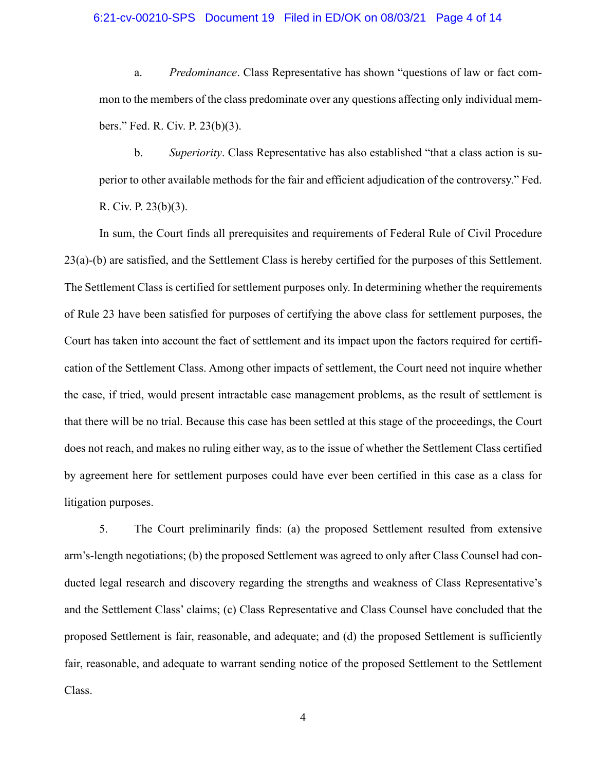a. *Predominance*. Class Representative has shown "questions of law or fact common to the members of the class predominate over any questions affecting only individual members." Fed. R. Civ. P. 23(b)(3).

b. *Superiority*. Class Representative has also established "that a class action is superior to other available methods for the fair and efficient adjudication of the controversy." Fed. R. Civ. P. 23(b)(3).

In sum, the Court finds all prerequisites and requirements of Federal Rule of Civil Procedure 23(a)-(b) are satisfied, and the Settlement Class is hereby certified for the purposes of this Settlement. The Settlement Class is certified for settlement purposes only. In determining whether the requirements of Rule 23 have been satisfied for purposes of certifying the above class for settlement purposes, the Court has taken into account the fact of settlement and its impact upon the factors required for certification of the Settlement Class. Among other impacts of settlement, the Court need not inquire whether the case, if tried, would present intractable case management problems, as the result of settlement is that there will be no trial. Because this case has been settled at this stage of the proceedings, the Court does not reach, and makes no ruling either way, as to the issue of whether the Settlement Class certified by agreement here for settlement purposes could have ever been certified in this case as a class for litigation purposes.

5. The Court preliminarily finds: (a) the proposed Settlement resulted from extensive arm's-length negotiations; (b) the proposed Settlement was agreed to only after Class Counsel had conducted legal research and discovery regarding the strengths and weakness of Class Representative's and the Settlement Class' claims; (c) Class Representative and Class Counsel have concluded that the proposed Settlement is fair, reasonable, and adequate; and (d) the proposed Settlement is sufficiently fair, reasonable, and adequate to warrant sending notice of the proposed Settlement to the Settlement Class.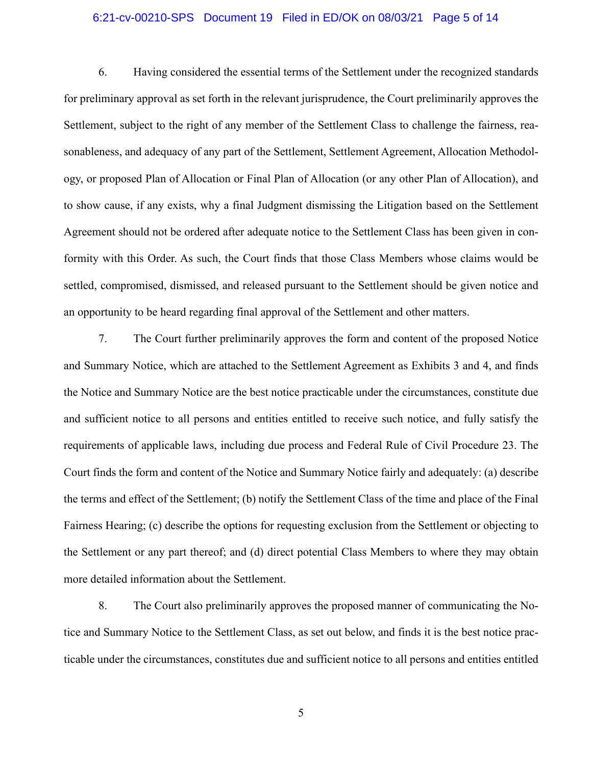6. Having considered the essential terms of the Settlement under the recognized standards for preliminary approval as set forth in the relevant jurisprudence, the Court preliminarily approves the Settlement, subject to the right of any member of the Settlement Class to challenge the fairness, reasonableness, and adequacy of any part of the Settlement, Settlement Agreement, Allocation Methodology, or proposed Plan of Allocation or Final Plan of Allocation (or any other Plan of Allocation), and to show cause, if any exists, why a final Judgment dismissing the Litigation based on the Settlement Agreement should not be ordered after adequate notice to the Settlement Class has been given in conformity with this Order. As such, the Court finds that those Class Members whose claims would be settled, compromised, dismissed, and released pursuant to the Settlement should be given notice and an opportunity to be heard regarding final approval of the Settlement and other matters.

7. The Court further preliminarily approves the form and content of the proposed Notice and Summary Notice, which are attached to the Settlement Agreement as Exhibits 3 and 4, and finds the Notice and Summary Notice are the best notice practicable under the circumstances, constitute due and sufficient notice to all persons and entities entitled to receive such notice, and fully satisfy the requirements of applicable laws, including due process and Federal Rule of Civil Procedure 23. The Court finds the form and content of the Notice and Summary Notice fairly and adequately: (a) describe the terms and effect of the Settlement; (b) notify the Settlement Class of the time and place of the Final Fairness Hearing; (c) describe the options for requesting exclusion from the Settlement or objecting to the Settlement or any part thereof; and (d) direct potential Class Members to where they may obtain more detailed information about the Settlement.

8. The Court also preliminarily approves the proposed manner of communicating the Notice and Summary Notice to the Settlement Class, as set out below, and finds it is the best notice practicable under the circumstances, constitutes due and sufficient notice to all persons and entities entitled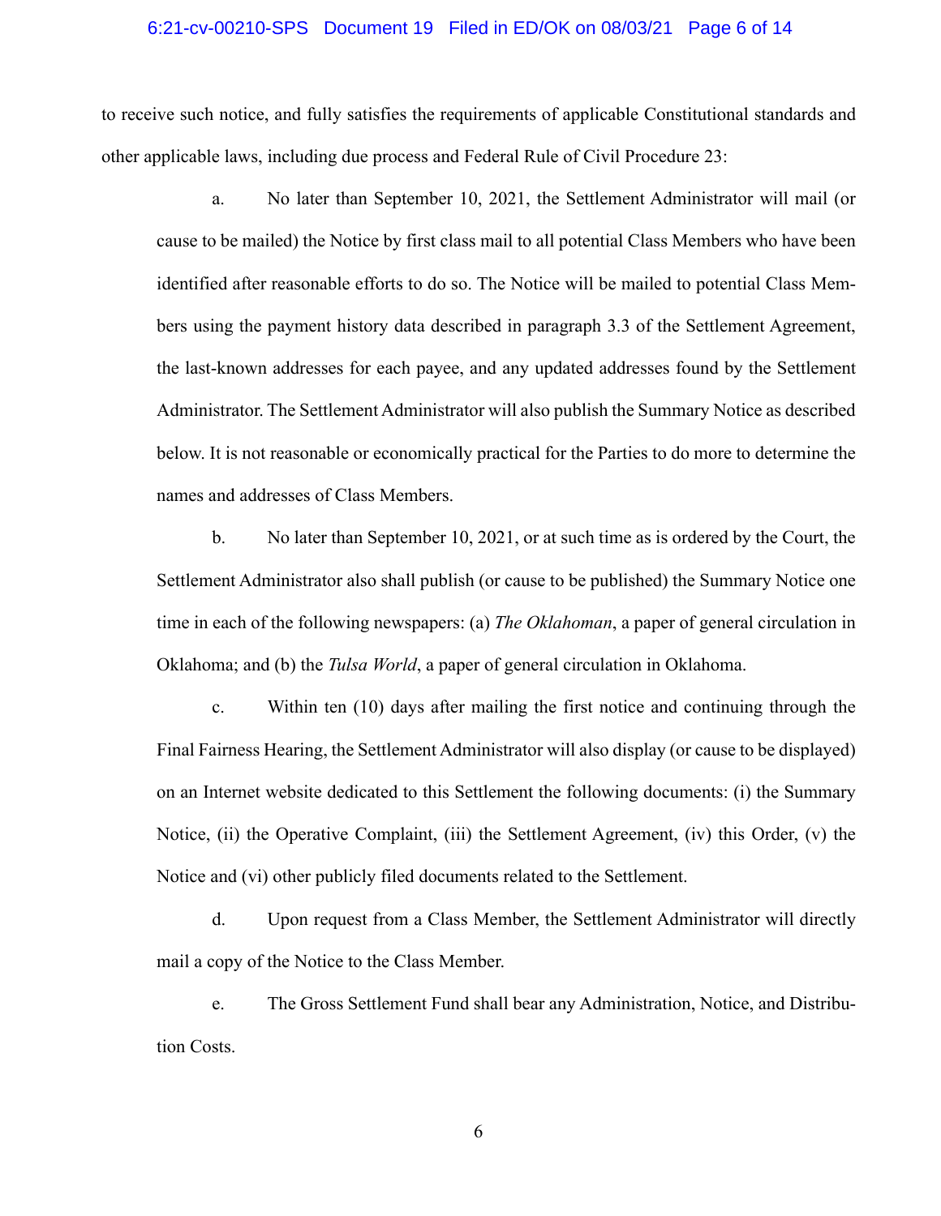to receive such notice, and fully satisfies the requirements of applicable Constitutional standards and other applicable laws, including due process and Federal Rule of Civil Procedure 23:

a. No later than September 10, 2021, the Settlement Administrator will mail (or cause to be mailed) the Notice by first class mail to all potential Class Members who have been identified after reasonable efforts to do so. The Notice will be mailed to potential Class Members using the payment history data described in paragraph 3.3 of the Settlement Agreement, the last-known addresses for each payee, and any updated addresses found by the Settlement Administrator. The Settlement Administrator will also publish the Summary Notice as described below. It is not reasonable or economically practical for the Parties to do more to determine the names and addresses of Class Members.

b. No later than September 10, 2021, or at such time as is ordered by the Court, the Settlement Administrator also shall publish (or cause to be published) the Summary Notice one time in each of the following newspapers: (a) *The Oklahoman*, a paper of general circulation in Oklahoma; and (b) the *Tulsa World*, a paper of general circulation in Oklahoma.

c. Within ten (10) days after mailing the first notice and continuing through the Final Fairness Hearing, the Settlement Administrator will also display (or cause to be displayed) on an Internet website dedicated to this Settlement the following documents: (i) the Summary Notice, (ii) the Operative Complaint, (iii) the Settlement Agreement, (iv) this Order, (v) the Notice and (vi) other publicly filed documents related to the Settlement.

d. Upon request from a Class Member, the Settlement Administrator will directly mail a copy of the Notice to the Class Member.

e. The Gross Settlement Fund shall bear any Administration, Notice, and Distribution Costs.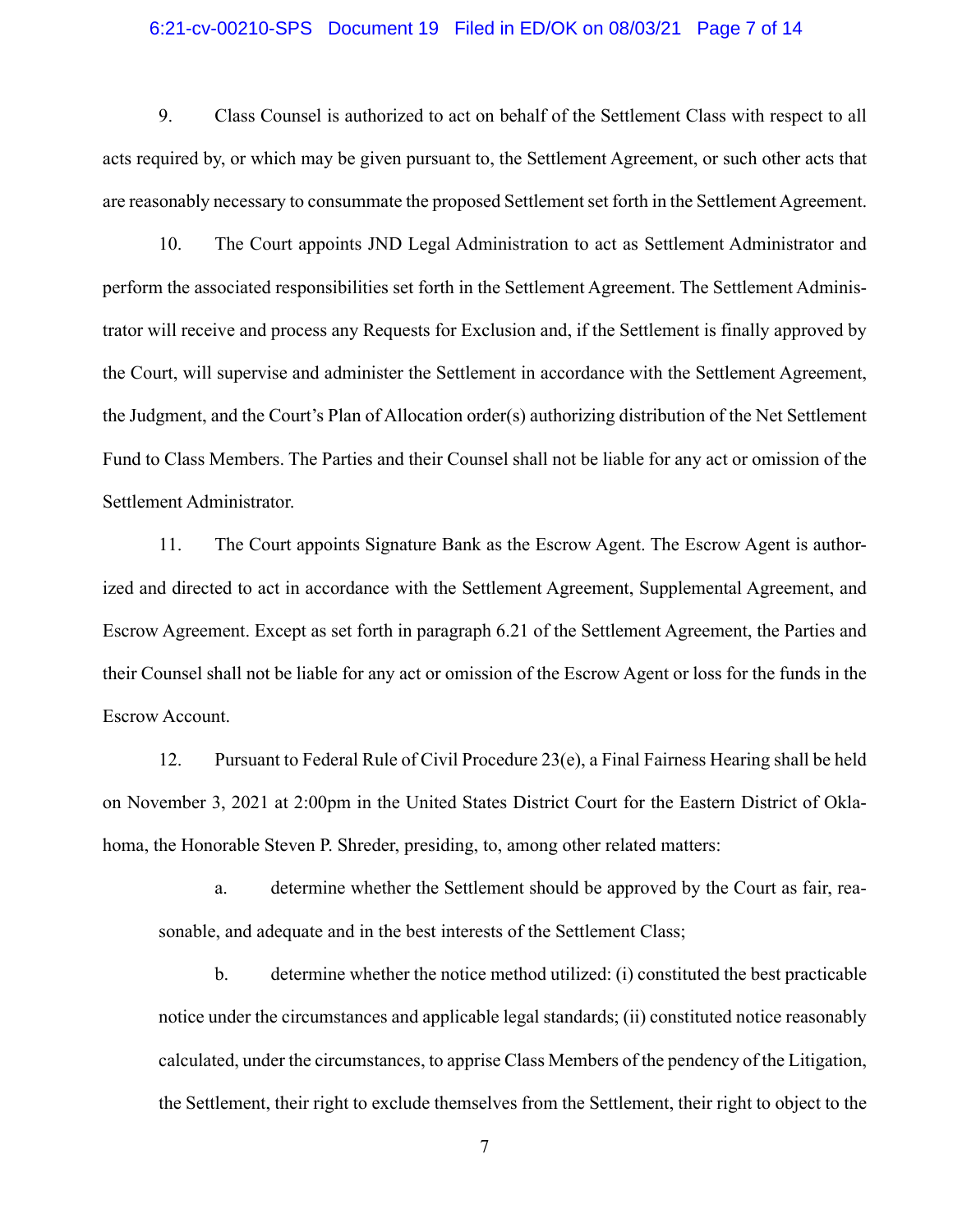9. Class Counsel is authorized to act on behalf of the Settlement Class with respect to all acts required by, or which may be given pursuant to, the Settlement Agreement, or such other acts that are reasonably necessary to consummate the proposed Settlement set forth in the Settlement Agreement.

10. The Court appoints JND Legal Administration to act as Settlement Administrator and perform the associated responsibilities set forth in the Settlement Agreement. The Settlement Administrator will receive and process any Requests for Exclusion and, if the Settlement is finally approved by the Court, will supervise and administer the Settlement in accordance with the Settlement Agreement, the Judgment, and the Court's Plan of Allocation order(s) authorizing distribution of the Net Settlement Fund to Class Members. The Parties and their Counsel shall not be liable for any act or omission of the Settlement Administrator.

11. The Court appoints Signature Bank as the Escrow Agent. The Escrow Agent is authorized and directed to act in accordance with the Settlement Agreement, Supplemental Agreement, and Escrow Agreement. Except as set forth in paragraph 6.21 of the Settlement Agreement, the Parties and their Counsel shall not be liable for any act or omission of the Escrow Agent or loss for the funds in the Escrow Account.

12. Pursuant to Federal Rule of Civil Procedure 23(e), a Final Fairness Hearing shall be held on November 3, 2021 at 2:00pm in the United States District Court for the Eastern District of Oklahoma, the Honorable Steven P. Shreder, presiding, to, among other related matters:

a. determine whether the Settlement should be approved by the Court as fair, reasonable, and adequate and in the best interests of the Settlement Class;

b. determine whether the notice method utilized: (i) constituted the best practicable notice under the circumstances and applicable legal standards; (ii) constituted notice reasonably calculated, under the circumstances, to apprise Class Members of the pendency of the Litigation, the Settlement, their right to exclude themselves from the Settlement, their right to object to the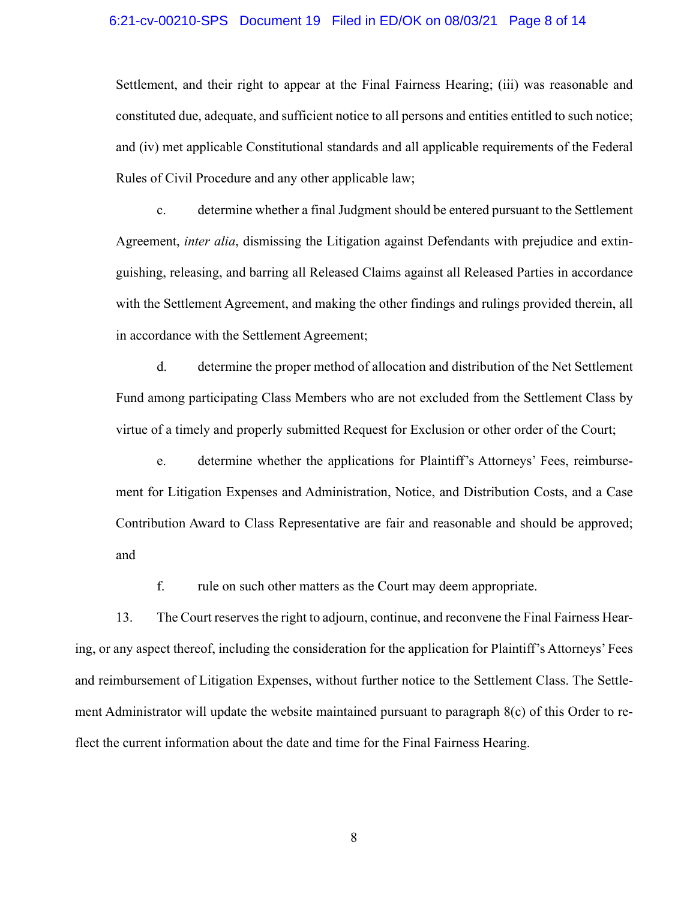Settlement, and their right to appear at the Final Fairness Hearing; (iii) was reasonable and constituted due, adequate, and sufficient notice to all persons and entities entitled to such notice; and (iv) met applicable Constitutional standards and all applicable requirements of the Federal Rules of Civil Procedure and any other applicable law;

c. determine whether a final Judgment should be entered pursuant to the Settlement Agreement, *inter alia*, dismissing the Litigation against Defendants with prejudice and extinguishing, releasing, and barring all Released Claims against all Released Parties in accordance with the Settlement Agreement, and making the other findings and rulings provided therein, all in accordance with the Settlement Agreement;

d. determine the proper method of allocation and distribution of the Net Settlement Fund among participating Class Members who are not excluded from the Settlement Class by virtue of a timely and properly submitted Request for Exclusion or other order of the Court;

e. determine whether the applications for Plaintiff's Attorneys' Fees, reimbursement for Litigation Expenses and Administration, Notice, and Distribution Costs, and a Case Contribution Award to Class Representative are fair and reasonable and should be approved; and

f. rule on such other matters as the Court may deem appropriate.

13. The Court reserves the right to adjourn, continue, and reconvene the Final Fairness Hearing, or any aspect thereof, including the consideration for the application for Plaintiff's Attorneys' Fees and reimbursement of Litigation Expenses, without further notice to the Settlement Class. The Settlement Administrator will update the website maintained pursuant to paragraph 8(c) of this Order to reflect the current information about the date and time for the Final Fairness Hearing.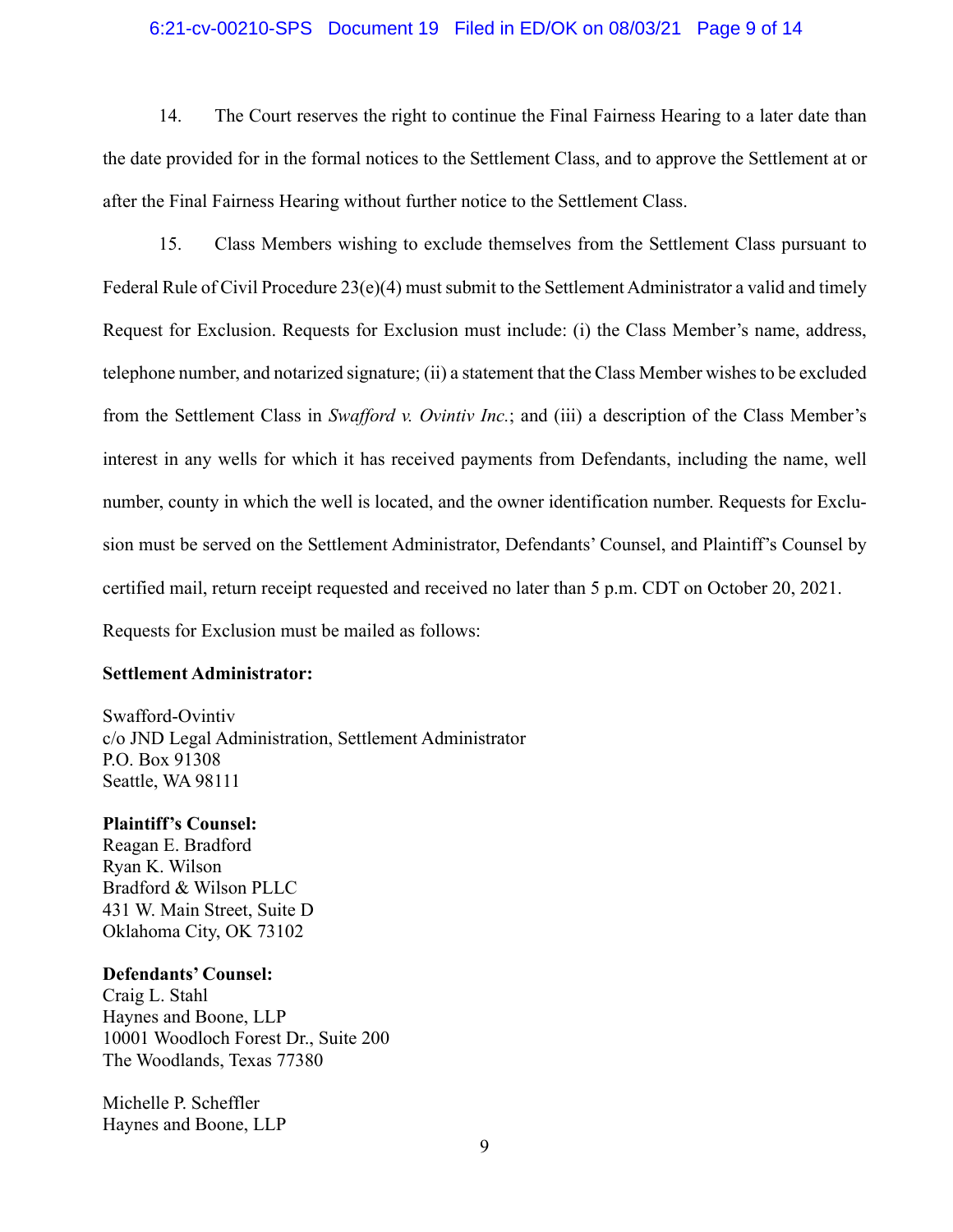14. The Court reserves the right to continue the Final Fairness Hearing to a later date than the date provided for in the formal notices to the Settlement Class, and to approve the Settlement at or after the Final Fairness Hearing without further notice to the Settlement Class.

15. Class Members wishing to exclude themselves from the Settlement Class pursuant to Federal Rule of Civil Procedure 23(e)(4) must submit to the Settlement Administrator a valid and timely Request for Exclusion. Requests for Exclusion must include: (i) the Class Member's name, address, telephone number, and notarized signature; (ii) a statement that the Class Member wishes to be excluded from the Settlement Class in *Swafford v. Ovintiv Inc.*; and (iii) a description of the Class Member's interest in any wells for which it has received payments from Defendants, including the name, well number, county in which the well is located, and the owner identification number. Requests for Exclusion must be served on the Settlement Administrator, Defendants' Counsel, and Plaintiff's Counsel by certified mail, return receipt requested and received no later than 5 p.m. CDT on October 20, 2021. Requests for Exclusion must be mailed as follows:

**Settlement Administrator:**

Swafford-Ovintiv
c/o JND Legal Administration, Settlement Administrator
P.O. Box 91308
Seattle, WA 98111

**Plaintiff's Counsel:**
Reagan E. Bradford
Ryan K. Wilson
Bradford & Wilson PLLC
431 W. Main Street, Suite D
Oklahoma City, OK 73102

**Defendants' Counsel:**
Craig L. Stahl
Haynes and Boone, LLP
10001 Woodloch Forest Dr., Suite 200
The Woodlands, Texas 77380

Michelle P. Scheffler
Haynes and Boone, LLP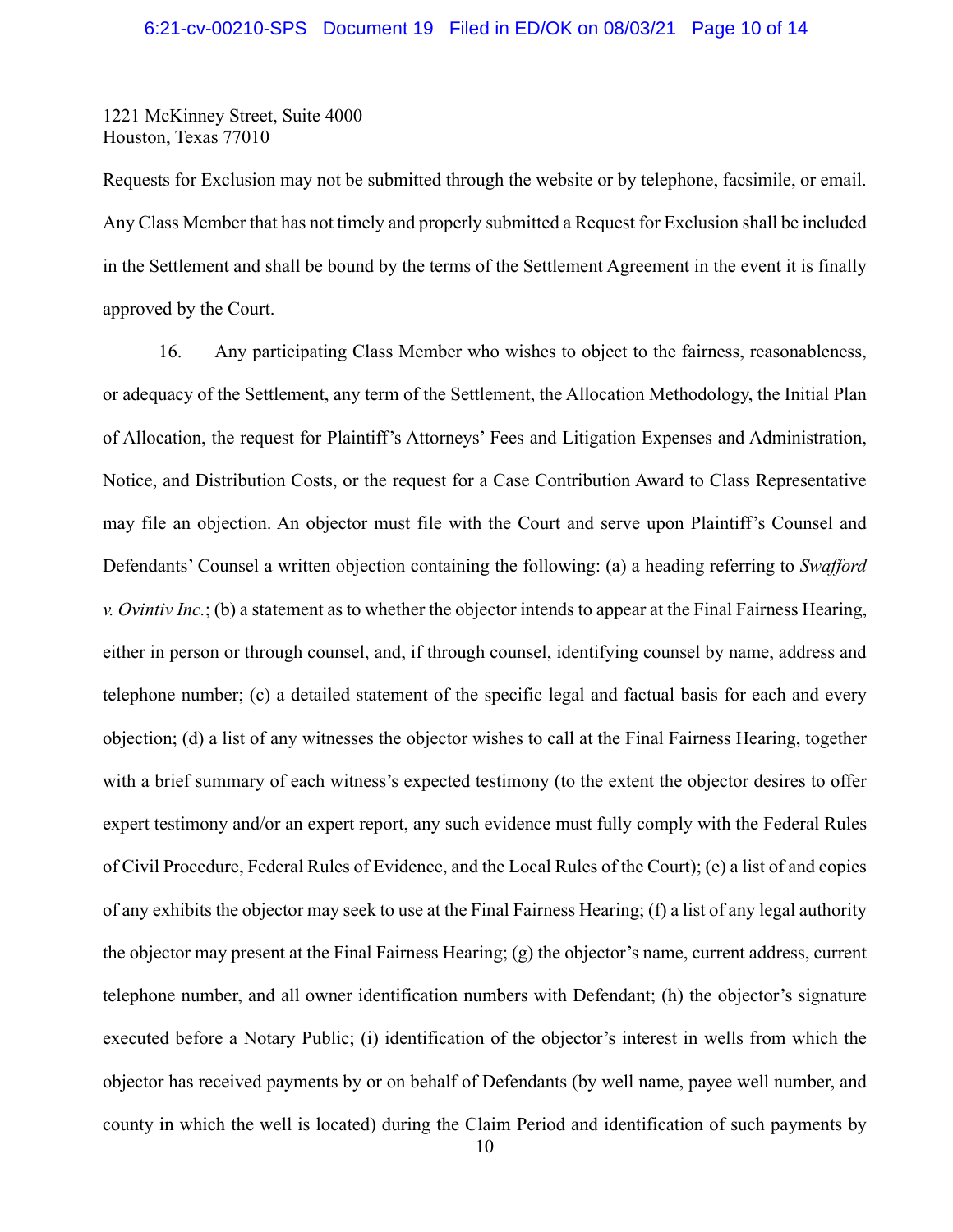1221 McKinney Street, Suite 4000
Houston, Texas 77010

Requests for Exclusion may not be submitted through the website or by telephone, facsimile, or email. Any Class Member that has not timely and properly submitted a Request for Exclusion shall be included in the Settlement and shall be bound by the terms of the Settlement Agreement in the event it is finally approved by the Court.

16. Any participating Class Member who wishes to object to the fairness, reasonableness, or adequacy of the Settlement, any term of the Settlement, the Allocation Methodology, the Initial Plan of Allocation, the request for Plaintiff's Attorneys' Fees and Litigation Expenses and Administration, Notice, and Distribution Costs, or the request for a Case Contribution Award to Class Representative may file an objection. An objector must file with the Court and serve upon Plaintiff's Counsel and Defendants' Counsel a written objection containing the following: (a) a heading referring to *Swafford v. Ovintiv Inc.*; (b) a statement as to whether the objector intends to appear at the Final Fairness Hearing, either in person or through counsel, and, if through counsel, identifying counsel by name, address and telephone number; (c) a detailed statement of the specific legal and factual basis for each and every objection; (d) a list of any witnesses the objector wishes to call at the Final Fairness Hearing, together with a brief summary of each witness's expected testimony (to the extent the objector desires to offer expert testimony and/or an expert report, any such evidence must fully comply with the Federal Rules of Civil Procedure, Federal Rules of Evidence, and the Local Rules of the Court); (e) a list of and copies of any exhibits the objector may seek to use at the Final Fairness Hearing; (f) a list of any legal authority the objector may present at the Final Fairness Hearing; (g) the objector's name, current address, current telephone number, and all owner identification numbers with Defendant; (h) the objector's signature executed before a Notary Public; (i) identification of the objector's interest in wells from which the objector has received payments by or on behalf of Defendants (by well name, payee well number, and county in which the well is located) during the Claim Period and identification of such payments by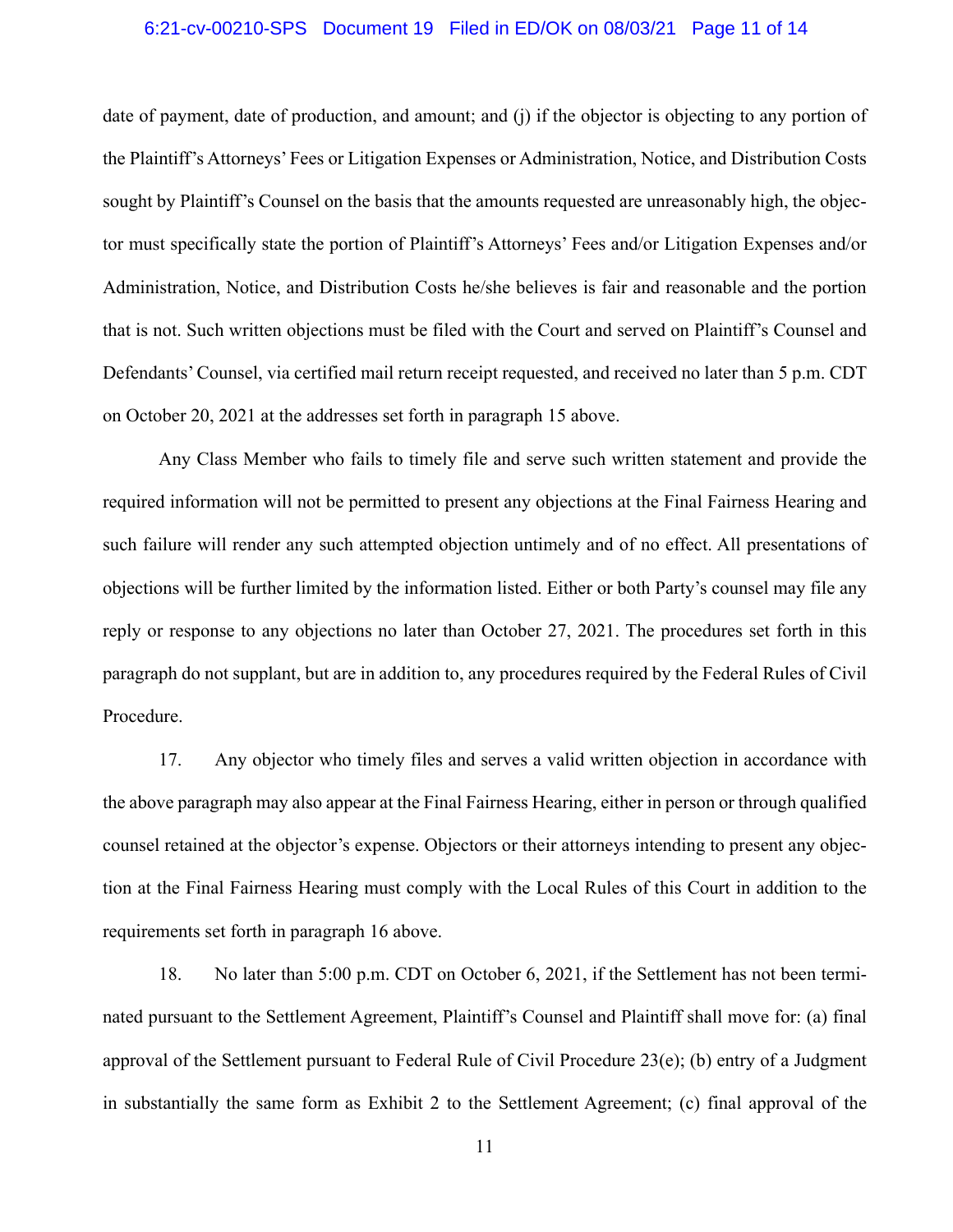date of payment, date of production, and amount; and (j) if the objector is objecting to any portion of the Plaintiff's Attorneys' Fees or Litigation Expenses or Administration, Notice, and Distribution Costs sought by Plaintiff's Counsel on the basis that the amounts requested are unreasonably high, the objector must specifically state the portion of Plaintiff's Attorneys' Fees and/or Litigation Expenses and/or Administration, Notice, and Distribution Costs he/she believes is fair and reasonable and the portion that is not. Such written objections must be filed with the Court and served on Plaintiff's Counsel and Defendants' Counsel, via certified mail return receipt requested, and received no later than 5 p.m. CDT on October 20, 2021 at the addresses set forth in paragraph 15 above.

Any Class Member who fails to timely file and serve such written statement and provide the required information will not be permitted to present any objections at the Final Fairness Hearing and such failure will render any such attempted objection untimely and of no effect. All presentations of objections will be further limited by the information listed. Either or both Party's counsel may file any reply or response to any objections no later than October 27, 2021. The procedures set forth in this paragraph do not supplant, but are in addition to, any procedures required by the Federal Rules of Civil Procedure.

17. Any objector who timely files and serves a valid written objection in accordance with the above paragraph may also appear at the Final Fairness Hearing, either in person or through qualified counsel retained at the objector's expense. Objectors or their attorneys intending to present any objection at the Final Fairness Hearing must comply with the Local Rules of this Court in addition to the requirements set forth in paragraph 16 above.

18. No later than 5:00 p.m. CDT on October 6, 2021, if the Settlement has not been terminated pursuant to the Settlement Agreement, Plaintiff's Counsel and Plaintiff shall move for: (a) final approval of the Settlement pursuant to Federal Rule of Civil Procedure 23(e); (b) entry of a Judgment in substantially the same form as Exhibit 2 to the Settlement Agreement; (c) final approval of the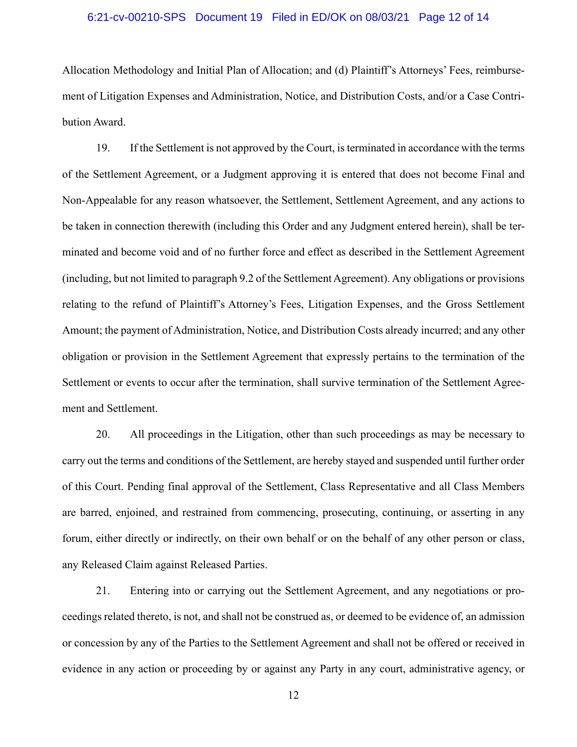Allocation Methodology and Initial Plan of Allocation; and (d) Plaintiff's Attorneys' Fees, reimbursement of Litigation Expenses and Administration, Notice, and Distribution Costs, and/or a Case Contribution Award.

19. If the Settlement is not approved by the Court, is terminated in accordance with the terms of the Settlement Agreement, or a Judgment approving it is entered that does not become Final and Non-Appealable for any reason whatsoever, the Settlement, Settlement Agreement, and any actions to be taken in connection therewith (including this Order and any Judgment entered herein), shall be terminated and become void and of no further force and effect as described in the Settlement Agreement (including, but not limited to paragraph 9.2 of the Settlement Agreement). Any obligations or provisions relating to the refund of Plaintiff's Attorney's Fees, Litigation Expenses, and the Gross Settlement Amount; the payment of Administration, Notice, and Distribution Costs already incurred; and any other obligation or provision in the Settlement Agreement that expressly pertains to the termination of the Settlement or events to occur after the termination, shall survive termination of the Settlement Agreement and Settlement.

20. All proceedings in the Litigation, other than such proceedings as may be necessary to carry out the terms and conditions of the Settlement, are hereby stayed and suspended until further order of this Court. Pending final approval of the Settlement, Class Representative and all Class Members are barred, enjoined, and restrained from commencing, prosecuting, continuing, or asserting in any forum, either directly or indirectly, on their own behalf or on the behalf of any other person or class, any Released Claim against Released Parties.

21. Entering into or carrying out the Settlement Agreement, and any negotiations or proceedings related thereto, is not, and shall not be construed as, or deemed to be evidence of, an admission or concession by any of the Parties to the Settlement Agreement and shall not be offered or received in evidence in any action or proceeding by or against any Party in any court, administrative agency, or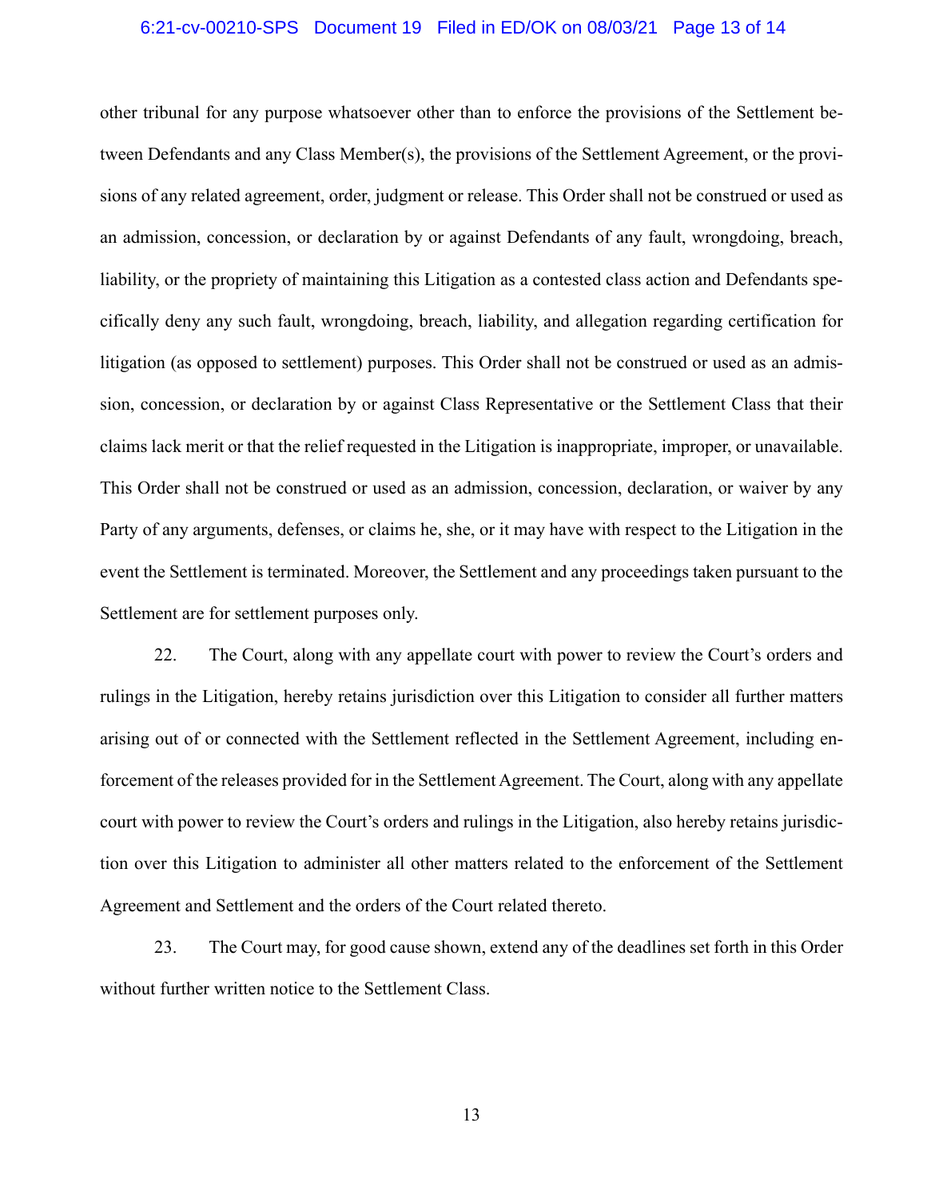other tribunal for any purpose whatsoever other than to enforce the provisions of the Settlement between Defendants and any Class Member(s), the provisions of the Settlement Agreement, or the provisions of any related agreement, order, judgment or release. This Order shall not be construed or used as an admission, concession, or declaration by or against Defendants of any fault, wrongdoing, breach, liability, or the propriety of maintaining this Litigation as a contested class action and Defendants specifically deny any such fault, wrongdoing, breach, liability, and allegation regarding certification for litigation (as opposed to settlement) purposes. This Order shall not be construed or used as an admission, concession, or declaration by or against Class Representative or the Settlement Class that their claims lack merit or that the relief requested in the Litigation is inappropriate, improper, or unavailable. This Order shall not be construed or used as an admission, concession, declaration, or waiver by any Party of any arguments, defenses, or claims he, she, or it may have with respect to the Litigation in the event the Settlement is terminated. Moreover, the Settlement and any proceedings taken pursuant to the Settlement are for settlement purposes only.

22. The Court, along with any appellate court with power to review the Court's orders and rulings in the Litigation, hereby retains jurisdiction over this Litigation to consider all further matters arising out of or connected with the Settlement reflected in the Settlement Agreement, including enforcement of the releases provided for in the Settlement Agreement. The Court, along with any appellate court with power to review the Court's orders and rulings in the Litigation, also hereby retains jurisdiction over this Litigation to administer all other matters related to the enforcement of the Settlement Agreement and Settlement and the orders of the Court related thereto.

23. The Court may, for good cause shown, extend any of the deadlines set forth in this Order without further written notice to the Settlement Class.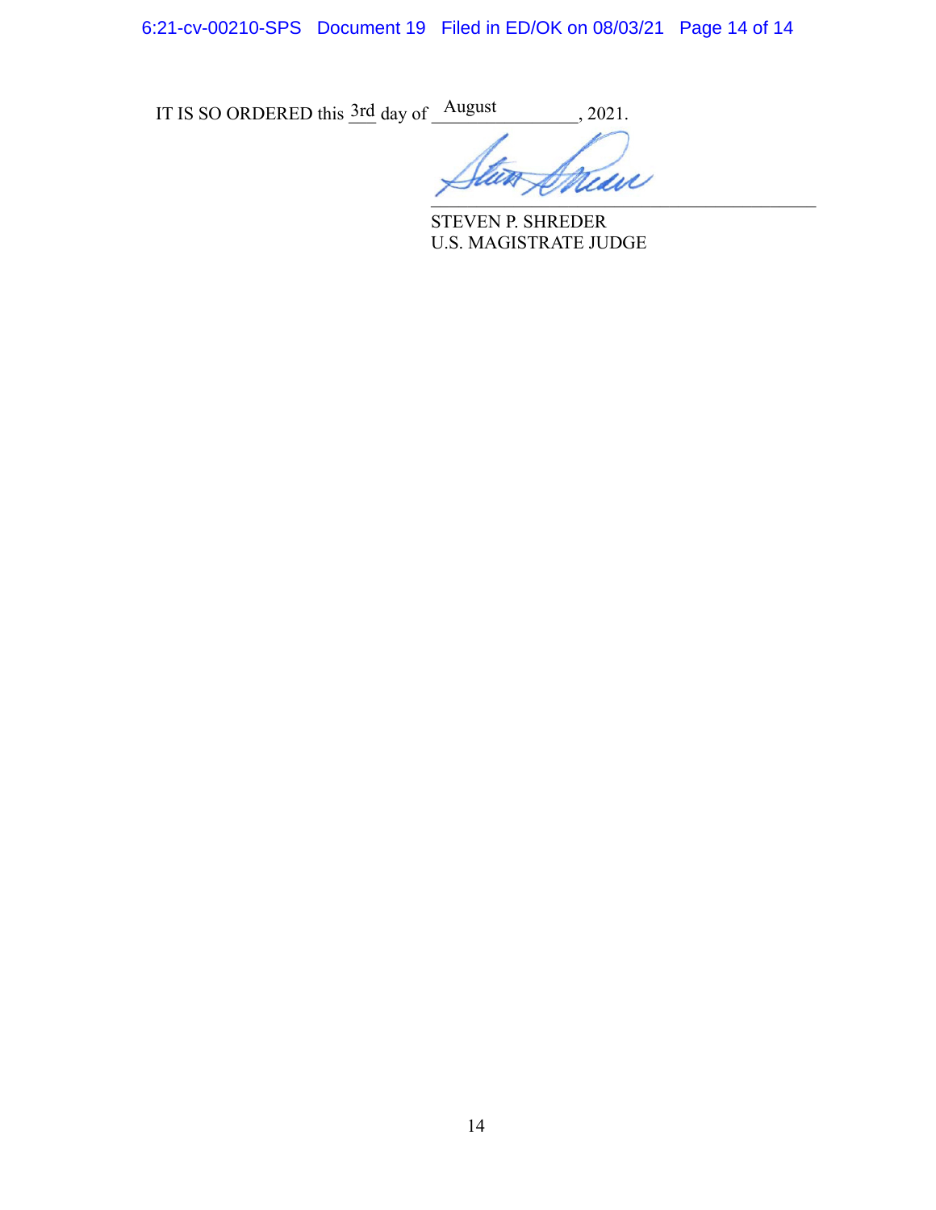IT IS SO ORDERED this 3rd day of August, 2021.

STEVEN P. SHREDER
U.S. MAGISTRATE JUDGE